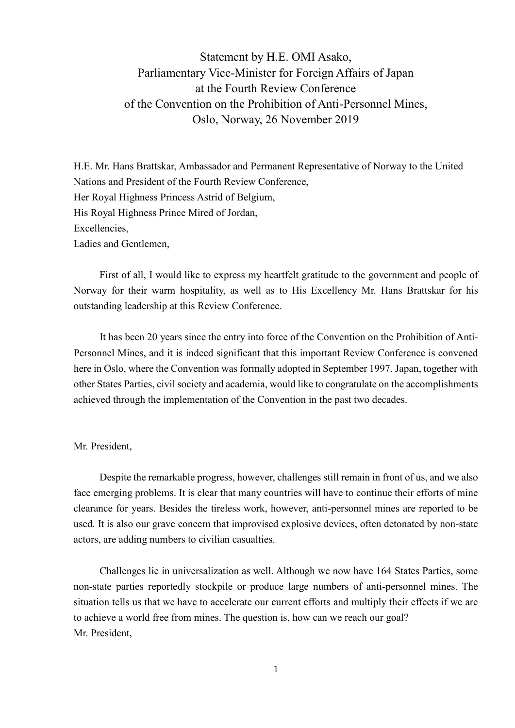# Statement by H.E. OMI Asako, Parliamentary Vice-Minister for Foreign Affairs of Japan at the Fourth Review Conference of the Convention on the Prohibition of Anti-Personnel Mines, Oslo, Norway, 26 November 2019

H.E. Mr. Hans Brattskar, Ambassador and Permanent Representative of Norway to the United Nations and President of the Fourth Review Conference,
Her Royal Highness Princess Astrid of Belgium,
His Royal Highness Prince Mired of Jordan,
Excellencies,
Ladies and Gentlemen,

First of all, I would like to express my heartfelt gratitude to the government and people of Norway for their warm hospitality, as well as to His Excellency Mr. Hans Brattskar for his outstanding leadership at this Review Conference.

It has been 20 years since the entry into force of the Convention on the Prohibition of Anti-Personnel Mines, and it is indeed significant that this important Review Conference is convened here in Oslo, where the Convention was formally adopted in September 1997. Japan, together with other States Parties, civil society and academia, would like to congratulate on the accomplishments achieved through the implementation of the Convention in the past two decades.

Mr. President,

Despite the remarkable progress, however, challenges still remain in front of us, and we also face emerging problems. It is clear that many countries will have to continue their efforts of mine clearance for years. Besides the tireless work, however, anti-personnel mines are reported to be used. It is also our grave concern that improvised explosive devices, often detonated by non-state actors, are adding numbers to civilian casualties.

Challenges lie in universalization as well. Although we now have 164 States Parties, some non-state parties reportedly stockpile or produce large numbers of anti-personnel mines. The situation tells us that we have to accelerate our current efforts and multiply their effects if we are to achieve a world free from mines. The question is, how can we reach our goal?

Mr. President,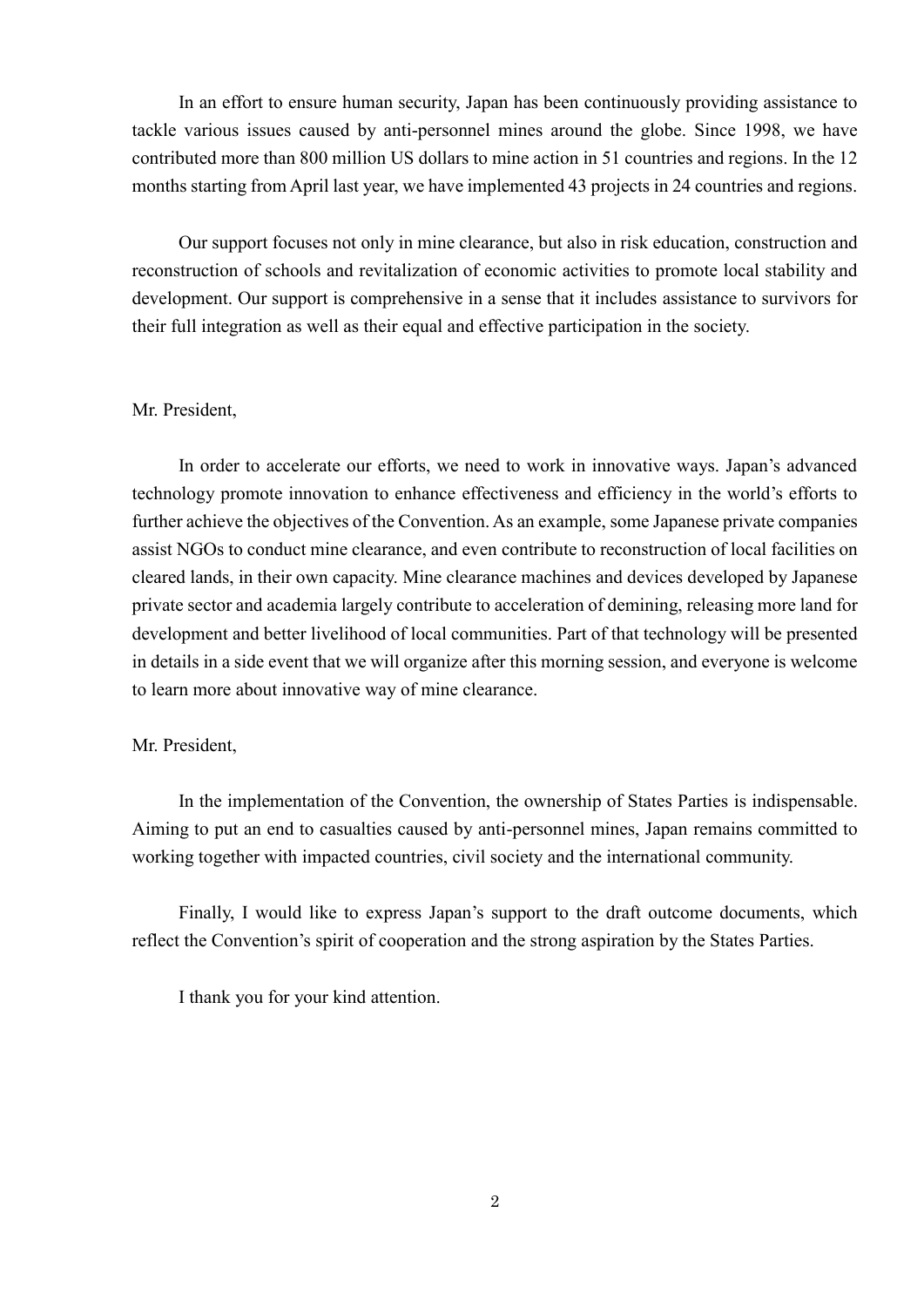In an effort to ensure human security, Japan has been continuously providing assistance to tackle various issues caused by anti-personnel mines around the globe. Since 1998, we have contributed more than 800 million US dollars to mine action in 51 countries and regions. In the 12 months starting from April last year, we have implemented 43 projects in 24 countries and regions.

Our support focuses not only in mine clearance, but also in risk education, construction and reconstruction of schools and revitalization of economic activities to promote local stability and development. Our support is comprehensive in a sense that it includes assistance to survivors for their full integration as well as their equal and effective participation in the society.

Mr. President,

In order to accelerate our efforts, we need to work in innovative ways. Japan's advanced technology promote innovation to enhance effectiveness and efficiency in the world's efforts to further achieve the objectives of the Convention. As an example, some Japanese private companies assist NGOs to conduct mine clearance, and even contribute to reconstruction of local facilities on cleared lands, in their own capacity. Mine clearance machines and devices developed by Japanese private sector and academia largely contribute to acceleration of demining, releasing more land for development and better livelihood of local communities. Part of that technology will be presented in details in a side event that we will organize after this morning session, and everyone is welcome to learn more about innovative way of mine clearance.

Mr. President,

In the implementation of the Convention, the ownership of States Parties is indispensable. Aiming to put an end to casualties caused by anti-personnel mines, Japan remains committed to working together with impacted countries, civil society and the international community.

Finally, I would like to express Japan's support to the draft outcome documents, which reflect the Convention's spirit of cooperation and the strong aspiration by the States Parties.

I thank you for your kind attention.